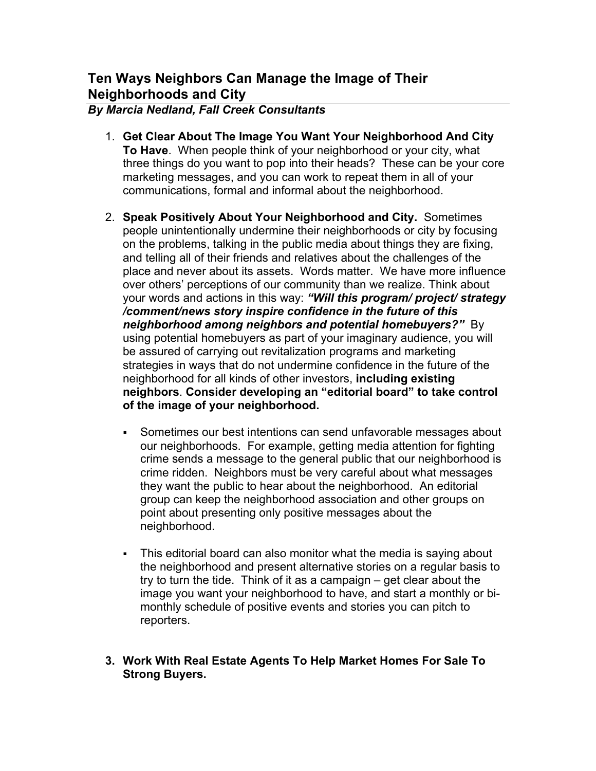## Ten Ways Neighbors Can Manage the Image of Their Neighborhoods and City

***By Marcia Nedland, Fall Creek Consultants***

1. **Get Clear About The Image You Want Your Neighborhood And City To Have**. When people think of your neighborhood or your city, what three things do you want to pop into their heads? These can be your core marketing messages, and you can work to repeat them in all of your communications, formal and informal about the neighborhood.

2. **Speak Positively About Your Neighborhood and City.** Sometimes people unintentionally undermine their neighborhoods or city by focusing on the problems, talking in the public media about things they are fixing, and telling all of their friends and relatives about the challenges of the place and never about its assets. Words matter. We have more influence over others' perceptions of our community than we realize. Think about your words and actions in this way: ***"Will this program/ project/ strategy /comment/news story inspire confidence in the future of this neighborhood among neighbors and potential homebuyers?"*** By using potential homebuyers as part of your imaginary audience, you will be assured of carrying out revitalization programs and marketing strategies in ways that do not undermine confidence in the future of the neighborhood for all kinds of other investors, **including existing neighbors**. **Consider developing an "editorial board" to take control of the image of your neighborhood.**

   - Sometimes our best intentions can send unfavorable messages about our neighborhoods. For example, getting media attention for fighting crime sends a message to the general public that our neighborhood is crime ridden. Neighbors must be very careful about what messages they want the public to hear about the neighborhood. An editorial group can keep the neighborhood association and other groups on point about presenting only positive messages about the neighborhood.

   - This editorial board can also monitor what the media is saying about the neighborhood and present alternative stories on a regular basis to try to turn the tide. Think of it as a campaign – get clear about the image you want your neighborhood to have, and start a monthly or bi-monthly schedule of positive events and stories you can pitch to reporters.

3. **Work With Real Estate Agents To Help Market Homes For Sale To Strong Buyers.**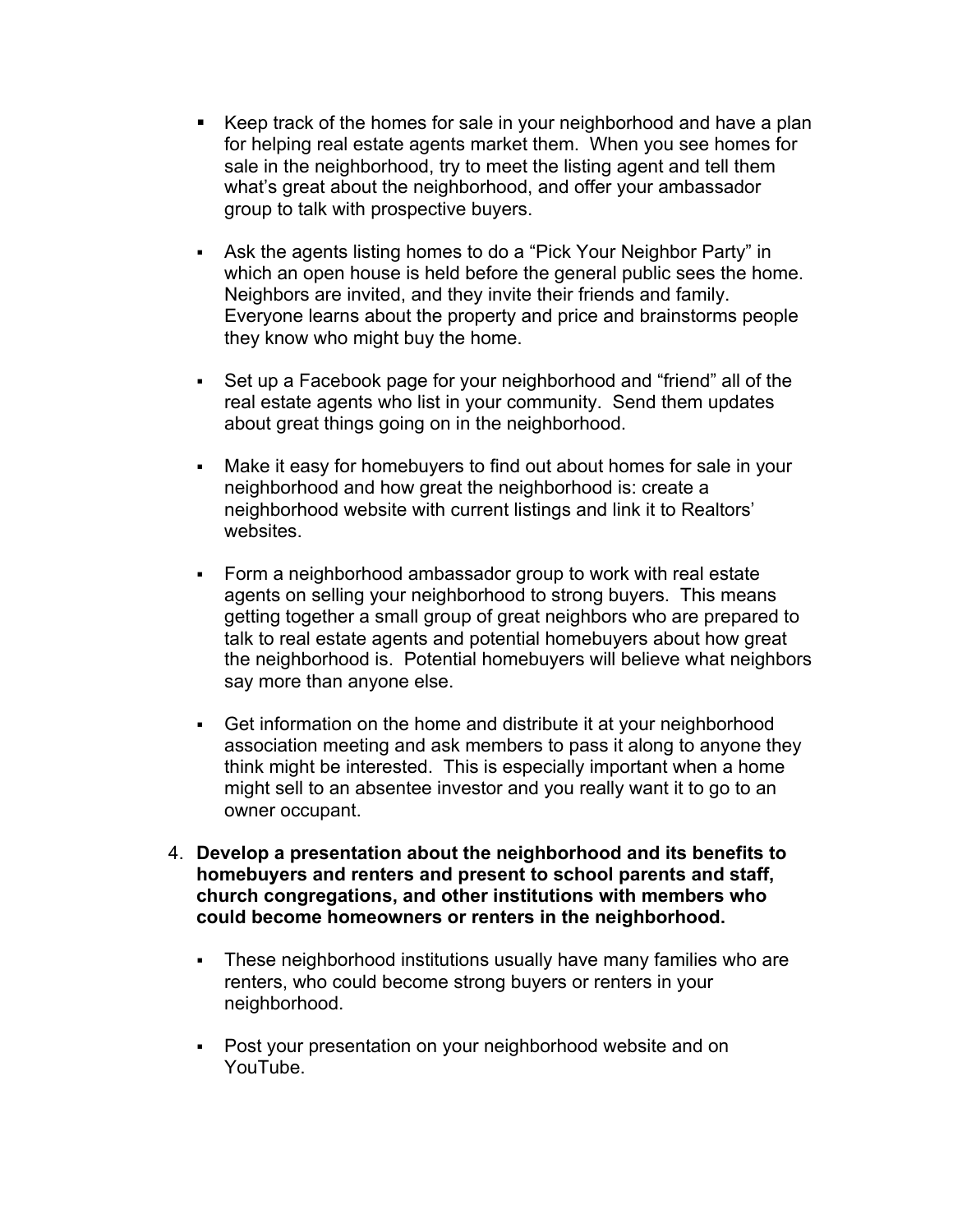- Keep track of the homes for sale in your neighborhood and have a plan for helping real estate agents market them. When you see homes for sale in the neighborhood, try to meet the listing agent and tell them what's great about the neighborhood, and offer your ambassador group to talk with prospective buyers.

- Ask the agents listing homes to do a "Pick Your Neighbor Party" in which an open house is held before the general public sees the home. Neighbors are invited, and they invite their friends and family. Everyone learns about the property and price and brainstorms people they know who might buy the home.

- Set up a Facebook page for your neighborhood and "friend" all of the real estate agents who list in your community. Send them updates about great things going on in the neighborhood.

- Make it easy for homebuyers to find out about homes for sale in your neighborhood and how great the neighborhood is: create a neighborhood website with current listings and link it to Realtors' websites.

- Form a neighborhood ambassador group to work with real estate agents on selling your neighborhood to strong buyers. This means getting together a small group of great neighbors who are prepared to talk to real estate agents and potential homebuyers about how great the neighborhood is. Potential homebuyers will believe what neighbors say more than anyone else.

- Get information on the home and distribute it at your neighborhood association meeting and ask members to pass it along to anyone they think might be interested. This is especially important when a home might sell to an absentee investor and you really want it to go to an owner occupant.

4. **Develop a presentation about the neighborhood and its benefits to homebuyers and renters and present to school parents and staff, church congregations, and other institutions with members who could become homeowners or renters in the neighborhood.**

   - These neighborhood institutions usually have many families who are renters, who could become strong buyers or renters in your neighborhood.

   - Post your presentation on your neighborhood website and on YouTube.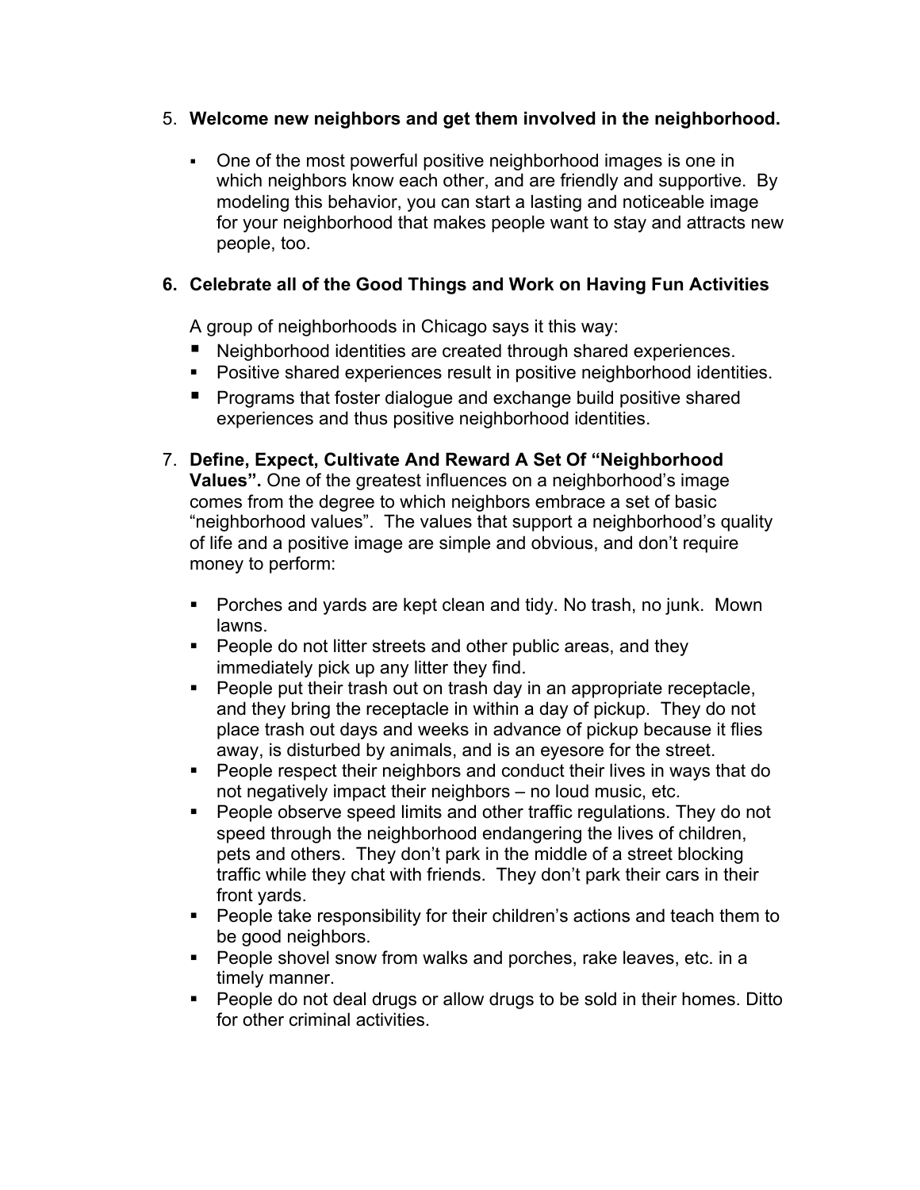5. **Welcome new neighbors and get them involved in the neighborhood.**

   - One of the most powerful positive neighborhood images is one in which neighbors know each other, and are friendly and supportive. By modeling this behavior, you can start a lasting and noticeable image for your neighborhood that makes people want to stay and attracts new people, too.

6. **Celebrate all of the Good Things and Work on Having Fun Activities**

   A group of neighborhoods in Chicago says it this way:

   - Neighborhood identities are created through shared experiences.
   - Positive shared experiences result in positive neighborhood identities.
   - Programs that foster dialogue and exchange build positive shared experiences and thus positive neighborhood identities.

7. **Define, Expect, Cultivate And Reward A Set Of "Neighborhood Values".** One of the greatest influences on a neighborhood's image comes from the degree to which neighbors embrace a set of basic "neighborhood values". The values that support a neighborhood's quality of life and a positive image are simple and obvious, and don't require money to perform:

   - Porches and yards are kept clean and tidy. No trash, no junk. Mown lawns.
   - People do not litter streets and other public areas, and they immediately pick up any litter they find.
   - People put their trash out on trash day in an appropriate receptacle, and they bring the receptacle in within a day of pickup. They do not place trash out days and weeks in advance of pickup because it flies away, is disturbed by animals, and is an eyesore for the street.
   - People respect their neighbors and conduct their lives in ways that do not negatively impact their neighbors – no loud music, etc.
   - People observe speed limits and other traffic regulations. They do not speed through the neighborhood endangering the lives of children, pets and others. They don't park in the middle of a street blocking traffic while they chat with friends. They don't park their cars in their front yards.
   - People take responsibility for their children's actions and teach them to be good neighbors.
   - People shovel snow from walks and porches, rake leaves, etc. in a timely manner.
   - People do not deal drugs or allow drugs to be sold in their homes. Ditto for other criminal activities.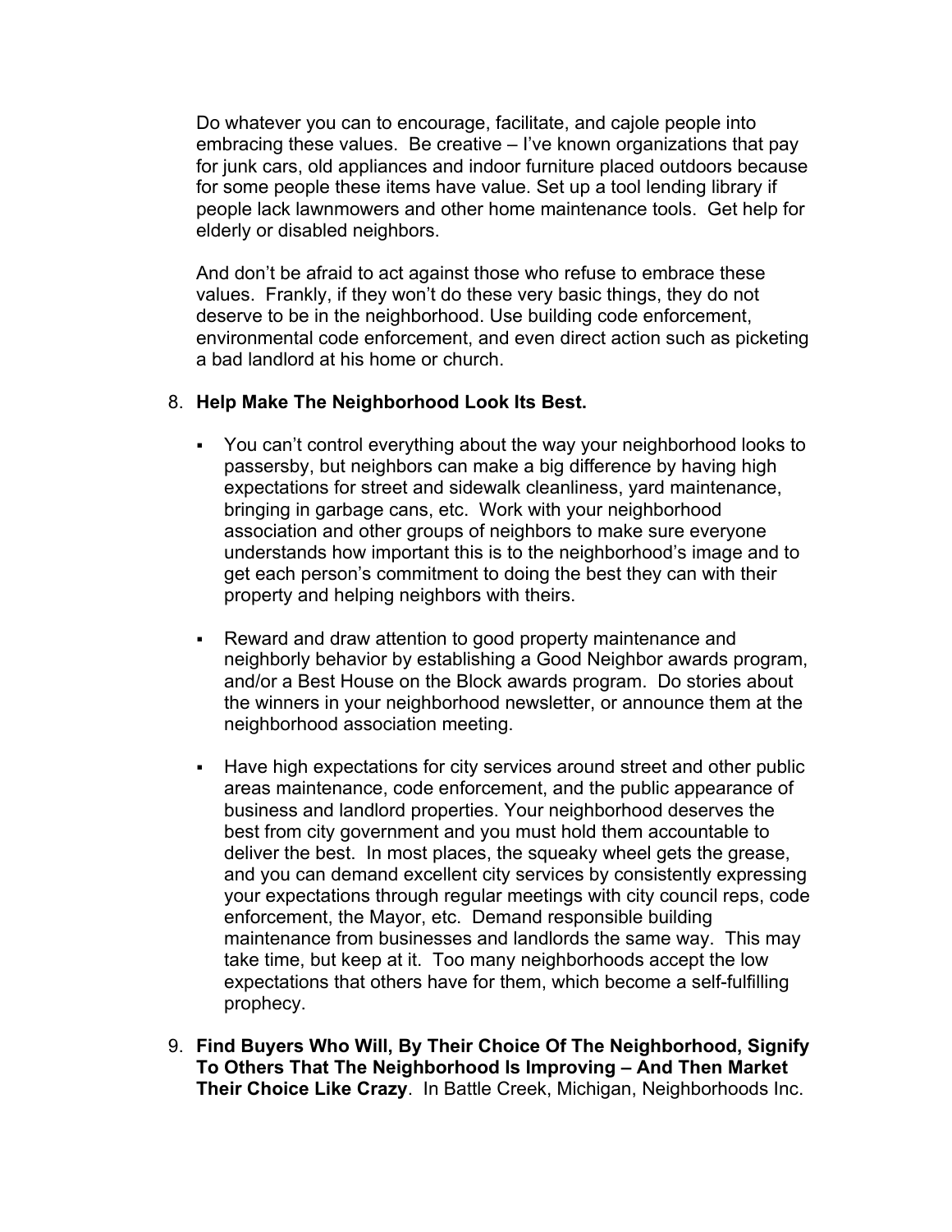Do whatever you can to encourage, facilitate, and cajole people into embracing these values. Be creative – I've known organizations that pay for junk cars, old appliances and indoor furniture placed outdoors because for some people these items have value. Set up a tool lending library if people lack lawnmowers and other home maintenance tools. Get help for elderly or disabled neighbors.

And don't be afraid to act against those who refuse to embrace these values. Frankly, if they won't do these very basic things, they do not deserve to be in the neighborhood. Use building code enforcement, environmental code enforcement, and even direct action such as picketing a bad landlord at his home or church.

8. **Help Make The Neighborhood Look Its Best.**

   - You can't control everything about the way your neighborhood looks to passersby, but neighbors can make a big difference by having high expectations for street and sidewalk cleanliness, yard maintenance, bringing in garbage cans, etc. Work with your neighborhood association and other groups of neighbors to make sure everyone understands how important this is to the neighborhood's image and to get each person's commitment to doing the best they can with their property and helping neighbors with theirs.

   - Reward and draw attention to good property maintenance and neighborly behavior by establishing a Good Neighbor awards program, and/or a Best House on the Block awards program. Do stories about the winners in your neighborhood newsletter, or announce them at the neighborhood association meeting.

   - Have high expectations for city services around street and other public areas maintenance, code enforcement, and the public appearance of business and landlord properties. Your neighborhood deserves the best from city government and you must hold them accountable to deliver the best. In most places, the squeaky wheel gets the grease, and you can demand excellent city services by consistently expressing your expectations through regular meetings with city council reps, code enforcement, the Mayor, etc. Demand responsible building maintenance from businesses and landlords the same way. This may take time, but keep at it. Too many neighborhoods accept the low expectations that others have for them, which become a self-fulfilling prophecy.

9. **Find Buyers Who Will, By Their Choice Of The Neighborhood, Signify To Others That The Neighborhood Is Improving – And Then Market Their Choice Like Crazy**. In Battle Creek, Michigan, Neighborhoods Inc.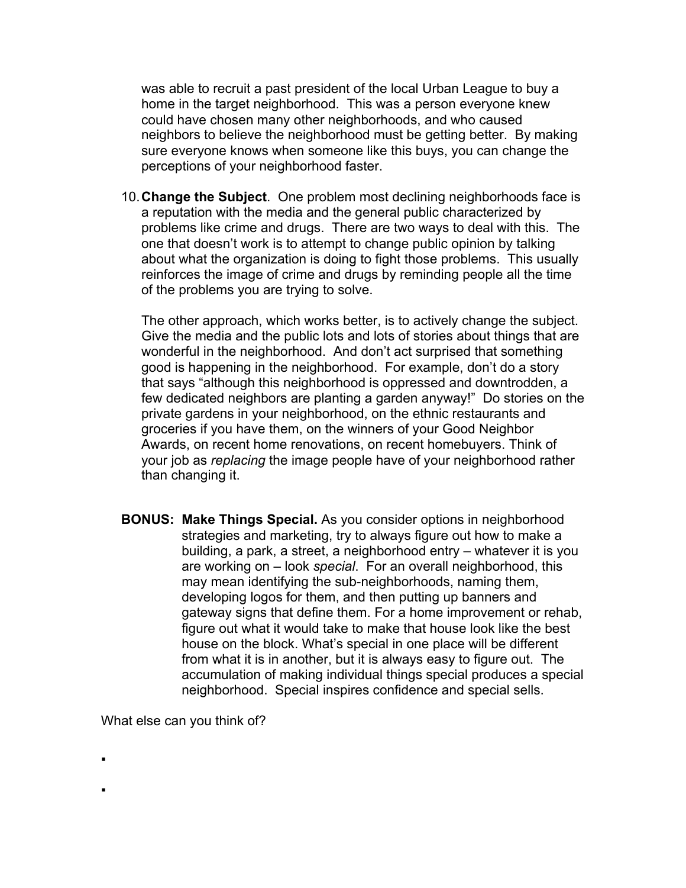was able to recruit a past president of the local Urban League to buy a home in the target neighborhood. This was a person everyone knew could have chosen many other neighborhoods, and who caused neighbors to believe the neighborhood must be getting better. By making sure everyone knows when someone like this buys, you can change the perceptions of your neighborhood faster.

10. **Change the Subject**. One problem most declining neighborhoods face is a reputation with the media and the general public characterized by problems like crime and drugs. There are two ways to deal with this. The one that doesn't work is to attempt to change public opinion by talking about what the organization is doing to fight those problems. This usually reinforces the image of crime and drugs by reminding people all the time of the problems you are trying to solve.

    The other approach, which works better, is to actively change the subject. Give the media and the public lots and lots of stories about things that are wonderful in the neighborhood. And don't act surprised that something good is happening in the neighborhood. For example, don't do a story that says "although this neighborhood is oppressed and downtrodden, a few dedicated neighbors are planting a garden anyway!" Do stories on the private gardens in your neighborhood, on the ethnic restaurants and groceries if you have them, on the winners of your Good Neighbor Awards, on recent home renovations, on recent homebuyers. Think of your job as *replacing* the image people have of your neighborhood rather than changing it.

**BONUS: Make Things Special.** As you consider options in neighborhood strategies and marketing, try to always figure out how to make a building, a park, a street, a neighborhood entry – whatever it is you are working on – look *special*. For an overall neighborhood, this may mean identifying the sub-neighborhoods, naming them, developing logos for them, and then putting up banners and gateway signs that define them. For a home improvement or rehab, figure out what it would take to make that house look like the best house on the block. What's special in one place will be different from what it is in another, but it is always easy to figure out. The accumulation of making individual things special produces a special neighborhood. Special inspires confidence and special sells.

What else can you think of?

- 
-